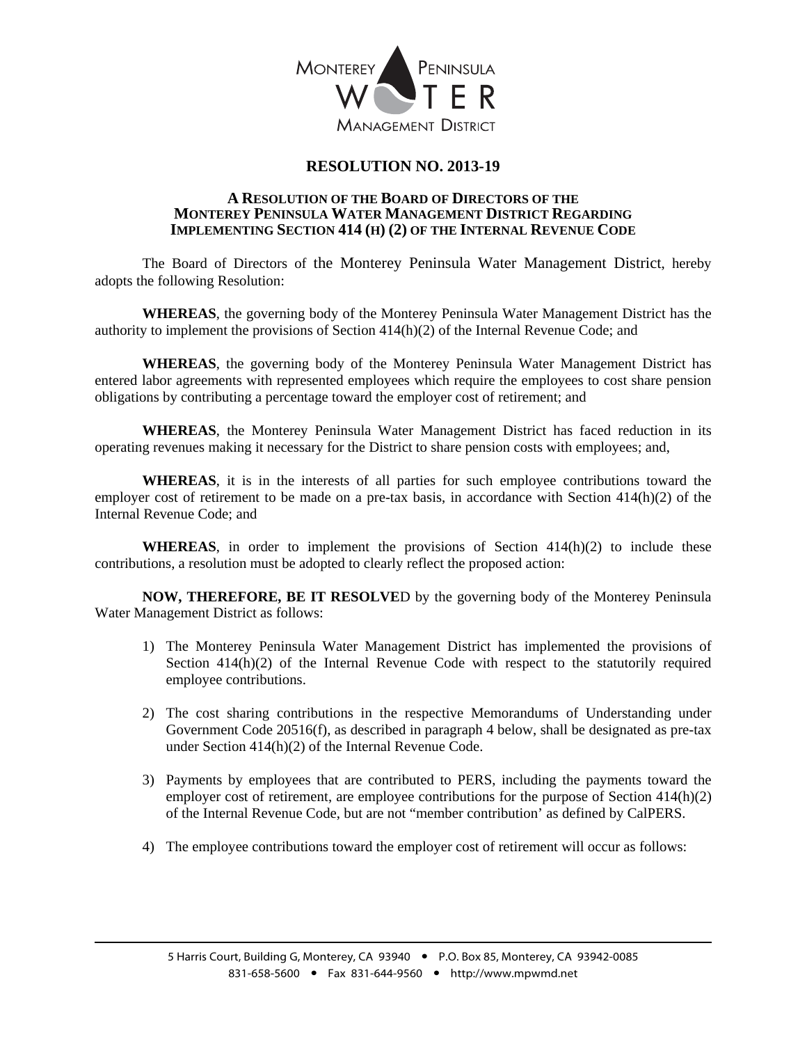MONTEREY PENINSULA WATER MANAGEMENT DISTRICT

# RESOLUTION NO. 2013-19

## A RESOLUTION OF THE BOARD OF DIRECTORS OF THE MONTEREY PENINSULA WATER MANAGEMENT DISTRICT REGARDING IMPLEMENTING SECTION 414 (H) (2) OF THE INTERNAL REVENUE CODE

The Board of Directors of the Monterey Peninsula Water Management District, hereby adopts the following Resolution:

**WHEREAS**, the governing body of the Monterey Peninsula Water Management District has the authority to implement the provisions of Section 414(h)(2) of the Internal Revenue Code; and

**WHEREAS**, the governing body of the Monterey Peninsula Water Management District has entered labor agreements with represented employees which require the employees to cost share pension obligations by contributing a percentage toward the employer cost of retirement; and

**WHEREAS**, the Monterey Peninsula Water Management District has faced reduction in its operating revenues making it necessary for the District to share pension costs with employees; and,

**WHEREAS**, it is in the interests of all parties for such employee contributions toward the employer cost of retirement to be made on a pre-tax basis, in accordance with Section 414(h)(2) of the Internal Revenue Code; and

**WHEREAS**, in order to implement the provisions of Section 414(h)(2) to include these contributions, a resolution must be adopted to clearly reflect the proposed action:

**NOW, THEREFORE, BE IT RESOLVE**D by the governing body of the Monterey Peninsula Water Management District as follows:

1) The Monterey Peninsula Water Management District has implemented the provisions of Section 414(h)(2) of the Internal Revenue Code with respect to the statutorily required employee contributions.

2) The cost sharing contributions in the respective Memorandums of Understanding under Government Code 20516(f), as described in paragraph 4 below, shall be designated as pre-tax under Section 414(h)(2) of the Internal Revenue Code.

3) Payments by employees that are contributed to PERS, including the payments toward the employer cost of retirement, are employee contributions for the purpose of Section 414(h)(2) of the Internal Revenue Code, but are not "member contribution' as defined by CalPERS.

4) The employee contributions toward the employer cost of retirement will occur as follows:

5 Harris Court, Building G, Monterey, CA 93940 • P.O. Box 85, Monterey, CA 93942-0085
831-658-5600 • Fax 831-644-9560 • http://www.mpwmd.net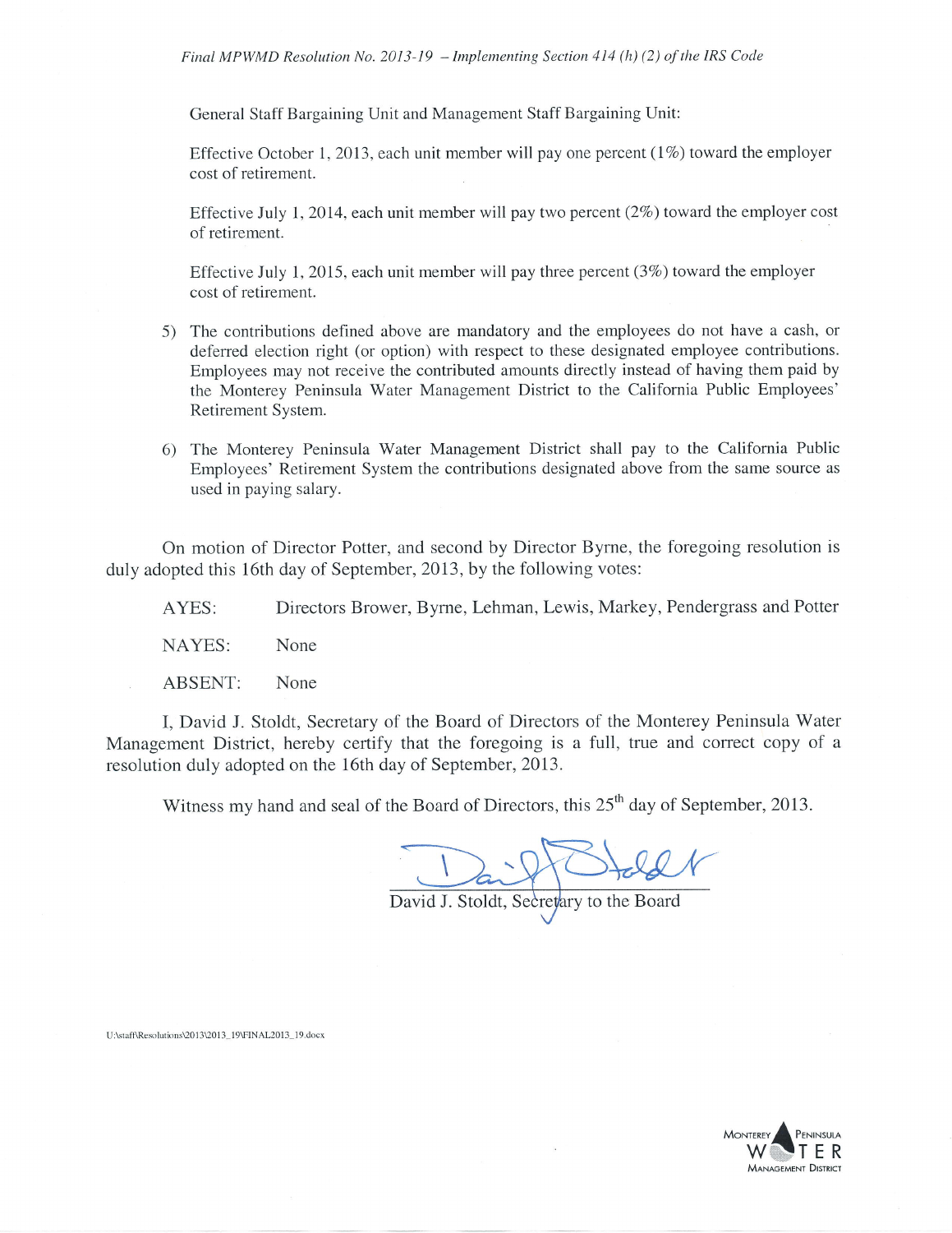General Staff Bargaining Unit and Management Staff Bargaining Unit:

Effective October 1, 2013, each unit member will pay one percent (1%) toward the employer cost of retirement.

Effective July 1, 2014, each unit member will pay two percent (2%) toward the employer cost of retirement.

Effective July 1, 2015, each unit member will pay three percent (3%) toward the employer cost of retirement.

5) The contributions defined above are mandatory and the employees do not have a cash, or deferred election right (or option) with respect to these designated employee contributions. Employees may not receive the contributed amounts directly instead of having them paid by the Monterey Peninsula Water Management District to the California Public Employees' Retirement System.

6) The Monterey Peninsula Water Management District shall pay to the California Public Employees' Retirement System the contributions designated above from the same source as used in paying salary.

On motion of Director Potter, and second by Director Byrne, the foregoing resolution is duly adopted this 16th day of September, 2013, by the following votes:

AYES: Directors Brower, Byrne, Lehman, Lewis, Markey, Pendergrass and Potter

NAYES: None

ABSENT: None

I, David J. Stoldt, Secretary of the Board of Directors of the Monterey Peninsula Water Management District, hereby certify that the foregoing is a full, true and correct copy of a resolution duly adopted on the 16th day of September, 2013.

Witness my hand and seal of the Board of Directors, this 25th day of September, 2013.

David J. Stoldt, Secretary to the Board

U:\staff\Resolutions\2013\2013_19\FINAL2013_19.docx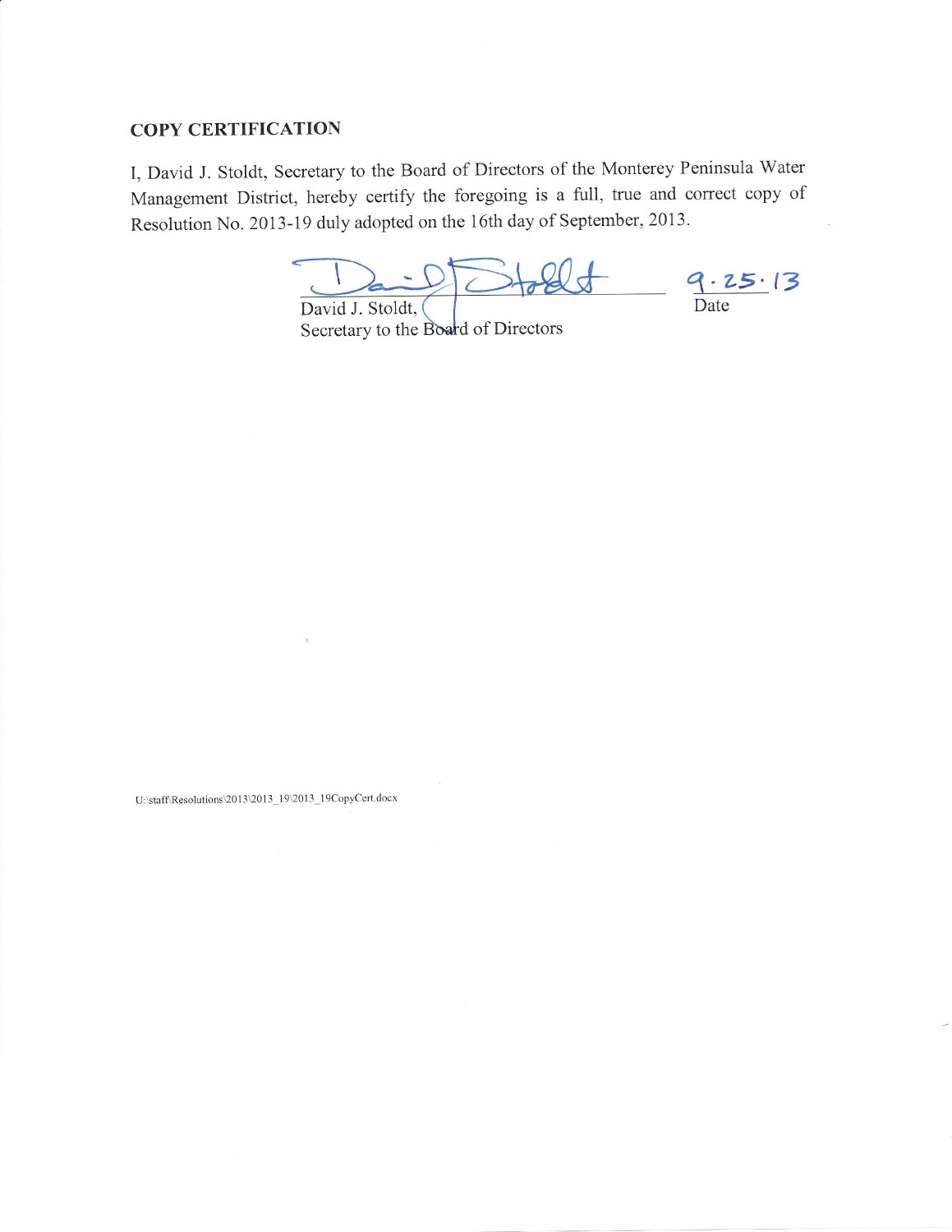## COPY CERTIFICATION

I, David J. Stoldt, Secretary to the Board of Directors of the Monterey Peninsula Water Management District, hereby certify the foregoing is a full, true and correct copy of Resolution No. 2013-19 duly adopted on the 16th day of September, 2013.

David J. Stoldt,
Secretary to the Board of Directors

9.25.13
Date

U:\staff\Resolutions\2013\2013_19\2013_19CopyCert.docx